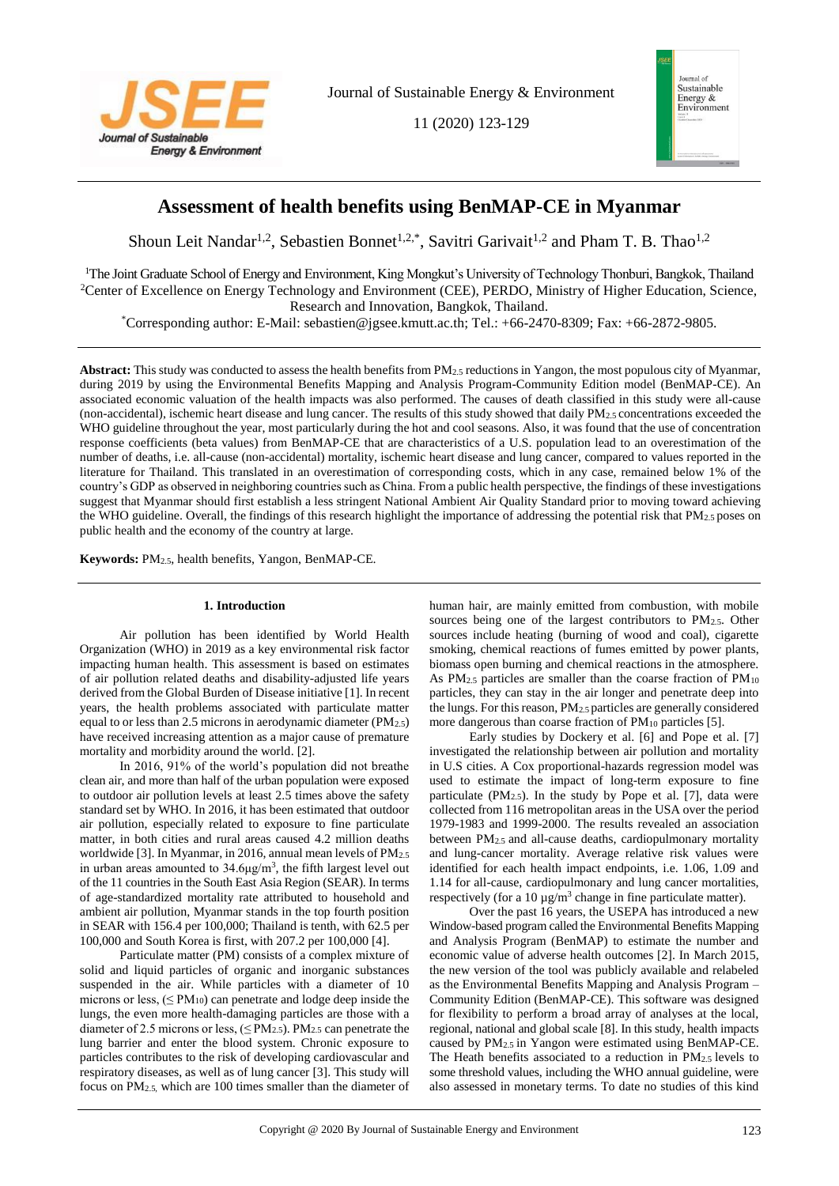# Assessment of health benefits using BenMAP-CE in Myanmar

Shoun Leit Nandar[1,2], Sebastien Bonnet[1,2,*], Savitri Garivait[1,2] and Pham T. B. Thao[1,2]

[1]The Joint Graduate School of Energy and Environment, King Mongkut's University of Technology Thonburi, Bangkok, Thailand
[2]Center of Excellence on Energy Technology and Environment (CEE), PERDO, Ministry of Higher Education, Science, Research and Innovation, Bangkok, Thailand.
[*]Corresponding author: E-Mail: sebastien@jgsee.kmutt.ac.th; Tel.: +66-2470-8309; Fax: +66-2872-9805.

**Abstract:** This study was conducted to assess the health benefits from $PM_{2.5}$ reductions in Yangon, the most populous city of Myanmar, during 2019 by using the Environmental Benefits Mapping and Analysis Program-Community Edition model (BenMAP-CE). An associated economic valuation of the health impacts was also performed. The causes of death classified in this study were all-cause (non-accidental), ischemic heart disease and lung cancer. The results of this study showed that daily $PM_{2.5}$ concentrations exceeded the WHO guideline throughout the year, most particularly during the hot and cool seasons. Also, it was found that the use of concentration response coefficients (beta values) from BenMAP-CE that are characteristics of a U.S. population lead to an overestimation of the number of deaths, i.e. all-cause (non-accidental) mortality, ischemic heart disease and lung cancer, compared to values reported in the literature for Thailand. This translated in an overestimation of corresponding costs, which in any case, remained below 1% of the country's GDP as observed in neighboring countries such as China. From a public health perspective, the findings of these investigations suggest that Myanmar should first establish a less stringent National Ambient Air Quality Standard prior to moving toward achieving the WHO guideline. Overall, the findings of this research highlight the importance of addressing the potential risk that $PM_{2.5}$ poses on public health and the economy of the country at large.

**Keywords:** $PM_{2.5}$, health benefits, Yangon, BenMAP-CE.

## 1. Introduction

Air pollution has been identified by World Health Organization (WHO) in 2019 as a key environmental risk factor impacting human health. This assessment is based on estimates of air pollution related deaths and disability-adjusted life years derived from the Global Burden of Disease initiative [1]. In recent years, the health problems associated with particulate matter equal to or less than 2.5 microns in aerodynamic diameter ($PM_{2.5}$) have received increasing attention as a major cause of premature mortality and morbidity around the world. [2].

In 2016, 91% of the world's population did not breathe clean air, and more than half of the urban population were exposed to outdoor air pollution levels at least 2.5 times above the safety standard set by WHO. In 2016, it has been estimated that outdoor air pollution, especially related to exposure to fine particulate matter, in both cities and rural areas caused 4.2 million deaths worldwide [3]. In Myanmar, in 2016, annual mean levels of $PM_{2.5}$ in urban areas amounted to 34.6μg/m$^3$, the fifth largest level out of the 11 countries in the South East Asia Region (SEAR). In terms of age-standardized mortality rate attributed to household and ambient air pollution, Myanmar stands in the top fourth position in SEAR with 156.4 per 100,000; Thailand is tenth, with 62.5 per 100,000 and South Korea is first, with 207.2 per 100,000 [4].

Particulate matter (PM) consists of a complex mixture of solid and liquid particles of organic and inorganic substances suspended in the air. While particles with a diameter of 10 microns or less, ($\leq PM_{10}$) can penetrate and lodge deep inside the lungs, the even more health-damaging particles are those with a diameter of 2.5 microns or less, ($\leq PM_{2.5}$). $PM_{2.5}$ can penetrate the lung barrier and enter the blood system. Chronic exposure to particles contributes to the risk of developing cardiovascular and respiratory diseases, as well as of lung cancer [3]. This study will focus on $PM_{2.5}$, which are 100 times smaller than the diameter of human hair, are mainly emitted from combustion, with mobile sources being one of the largest contributors to $PM_{2.5}$. Other sources include heating (burning of wood and coal), cigarette smoking, chemical reactions of fumes emitted by power plants, biomass open burning and chemical reactions in the atmosphere. As $PM_{2.5}$ particles are smaller than the coarse fraction of $PM_{10}$ particles, they can stay in the air longer and penetrate deep into the lungs. For this reason, $PM_{2.5}$ particles are generally considered more dangerous than coarse fraction of $PM_{10}$ particles [5].

Early studies by Dockery et al. [6] and Pope et al. [7] investigated the relationship between air pollution and mortality in U.S cities. A Cox proportional-hazards regression model was used to estimate the impact of long-term exposure to fine particulate ($PM_{2.5}$). In the study by Pope et al. [7], data were collected from 116 metropolitan areas in the USA over the period 1979-1983 and 1999-2000. The results revealed an association between $PM_{2.5}$ and all-cause deaths, cardiopulmonary mortality and lung-cancer mortality. Average relative risk values were identified for each health impact endpoints, i.e. 1.06, 1.09 and 1.14 for all-cause, cardiopulmonary and lung cancer mortalities, respectively (for a 10 μg/m$^3$ change in fine particulate matter).

Over the past 16 years, the USEPA has introduced a new Window-based program called the Environmental Benefits Mapping and Analysis Program (BenMAP) to estimate the number and economic value of adverse health outcomes [2]. In March 2015, the new version of the tool was publicly available and relabeled as the Environmental Benefits Mapping and Analysis Program – Community Edition (BenMAP-CE). This software was designed for flexibility to perform a broad array of analyses at the local, regional, national and global scale [8]. In this study, health impacts caused by $PM_{2.5}$ in Yangon were estimated using BenMAP-CE. The Heath benefits associated to a reduction in $PM_{2.5}$ levels to some threshold values, including the WHO annual guideline, were also assessed in monetary terms. To date no studies of this kind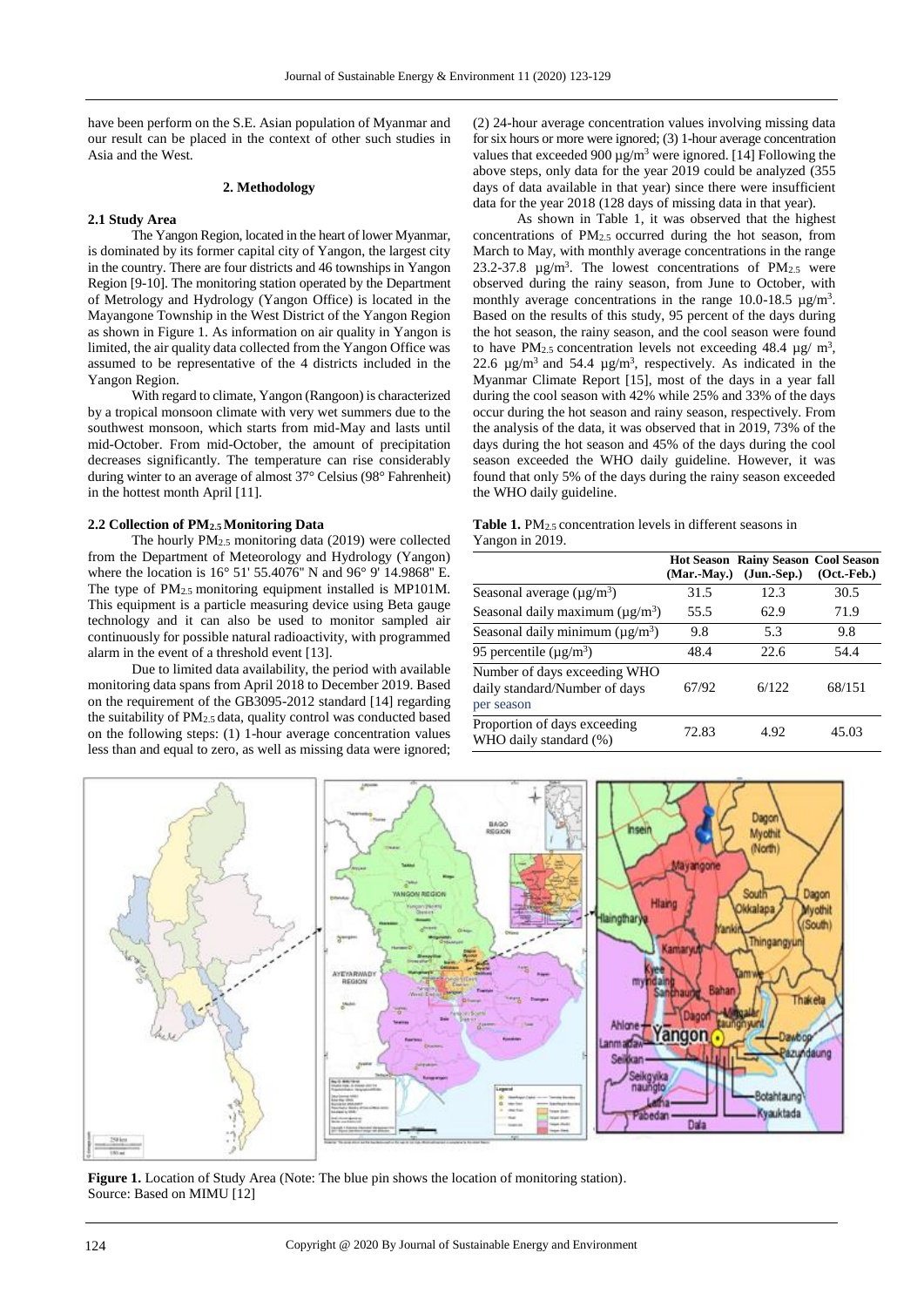have been perform on the S.E. Asian population of Myanmar and our result can be placed in the context of other such studies in Asia and the West.

## 2. Methodology

### 2.1 Study Area

The Yangon Region, located in the heart of lower Myanmar, is dominated by its former capital city of Yangon, the largest city in the country. There are four districts and 46 townships in Yangon Region [9-10]. The monitoring station operated by the Department of Metrology and Hydrology (Yangon Office) is located in the Mayangone Township in the West District of the Yangon Region as shown in Figure 1. As information on air quality in Yangon is limited, the air quality data collected from the Yangon Office was assumed to be representative of the 4 districts included in the Yangon Region.

With regard to climate, Yangon (Rangoon) is characterized by a tropical monsoon climate with very wet summers due to the southwest monsoon, which starts from mid-May and lasts until mid-October. From mid-October, the amount of precipitation decreases significantly. The temperature can rise considerably during winter to an average of almost 37° Celsius (98° Fahrenheit) in the hottest month April [11].

### 2.2 Collection of $PM_{2.5}$ Monitoring Data

The hourly $PM_{2.5}$ monitoring data (2019) were collected from the Department of Meteorology and Hydrology (Yangon) where the location is 16° 51' 55.4076" N and 96° 9' 14.9868" E. The type of $PM_{2.5}$ monitoring equipment installed is MP101M. This equipment is a particle measuring device using Beta gauge technology and it can also be used to monitor sampled air continuously for possible natural radioactivity, with programmed alarm in the event of a threshold event [13].

Due to limited data availability, the period with available monitoring data spans from April 2018 to December 2019. Based on the requirement of the GB3095-2012 standard [14] regarding the suitability of $PM_{2.5}$ data, quality control was conducted based on the following steps: (1) 1-hour average concentration values less than and equal to zero, as well as missing data were ignored; (2) 24-hour average concentration values involving missing data for six hours or more were ignored; (3) 1-hour average concentration values that exceeded 900 $\mu g/m^3$ were ignored. [14] Following the above steps, only data for the year 2019 could be analyzed (355 days of data available in that year) since there were insufficient data for the year 2018 (128 days of missing data in that year).

As shown in Table 1, it was observed that the highest concentrations of $PM_{2.5}$ occurred during the hot season, from March to May, with monthly average concentrations in the range 23.2-37.8 $\mu g/m^3$. The lowest concentrations of $PM_{2.5}$ were observed during the rainy season, from June to October, with monthly average concentrations in the range 10.0-18.5 $\mu g/m^3$. Based on the results of this study, 95 percent of the days during the hot season, the rainy season, and the cool season were found to have $PM_{2.5}$ concentration levels not exceeding 48.4 $\mu g/m^3$, 22.6 $\mu g/m^3$ and 54.4 $\mu g/m^3$, respectively. As indicated in the Myanmar Climate Report [15], most of the days in a year fall during the cool season with 42% while 25% and 33% of the days occur during the hot season and rainy season, respectively. From the analysis of the data, it was observed that in 2019, 73% of the days during the hot season and 45% of the days during the cool season exceeded the WHO daily guideline. However, it was found that only 5% of the days during the rainy season exceeded the WHO daily guideline.

**Table 1.** $PM_{2.5}$ concentration levels in different seasons in Yangon in 2019.

| | Hot Season (Mar.-May.) | Rainy Season (Jun.-Sep.) | Cool Season (Oct.-Feb.) |
|---|---|---|---|
| Seasonal average ($\mu g/m^3$) | 31.5 | 12.3 | 30.5 |
| Seasonal daily maximum ($\mu g/m^3$) | 55.5 | 62.9 | 71.9 |
| Seasonal daily minimum ($\mu g/m^3$) | 9.8 | 5.3 | 9.8 |
| 95 percentile ($\mu g/m^3$) | 48.4 | 22.6 | 54.4 |
| Number of days exceeding WHO daily standard/Number of days per season | 67/92 | 6/122 | 68/151 |
| Proportion of days exceeding WHO daily standard (%) | 72.83 | 4.92 | 45.03 |

**Figure 1.** Location of Study Area (Note: The blue pin shows the location of monitoring station).
Source: Based on MIMU [12]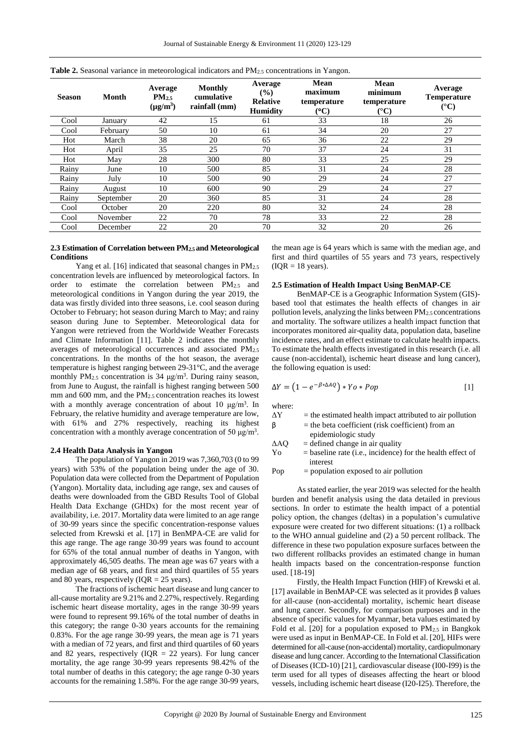**Table 2.** Seasonal variance in meteorological indicators and $PM_{2.5}$ concentrations in Yangon.

| Season | Month | Average $PM_{2.5}$ ($\mu g/m^3$) | Monthly cumulative rainfall (mm) | Average (%) Relative Humidity | Mean maximum temperature (°C) | Mean minimum temperature (°C) | Average Temperature (°C) |
|---|---|---|---|---|---|---|---|
| Cool | January | 42 | 15 | 61 | 33 | 18 | 26 |
| Cool | February | 50 | 10 | 61 | 34 | 20 | 27 |
| Hot | March | 38 | 20 | 65 | 36 | 22 | 29 |
| Hot | April | 35 | 25 | 70 | 37 | 24 | 31 |
| Hot | May | 28 | 300 | 80 | 33 | 25 | 29 |
| Rainy | June | 10 | 500 | 85 | 31 | 24 | 28 |
| Rainy | July | 10 | 500 | 90 | 29 | 24 | 27 |
| Rainy | August | 10 | 600 | 90 | 29 | 24 | 27 |
| Rainy | September | 20 | 360 | 85 | 31 | 24 | 28 |
| Cool | October | 20 | 220 | 80 | 32 | 24 | 28 |
| Cool | November | 22 | 70 | 78 | 33 | 22 | 28 |
| Cool | December | 22 | 20 | 70 | 32 | 20 | 26 |

### 2.3 Estimation of Correlation between $PM_{2.5}$ and Meteorological Conditions

Yang et al. [16] indicated that seasonal changes in $PM_{2.5}$ concentration levels are influenced by meteorological factors. In order to estimate the correlation between $PM_{2.5}$ and meteorological conditions in Yangon during the year 2019, the data was firstly divided into three seasons, i.e. cool season during October to February; hot season during March to May; and rainy season during June to September. Meteorological data for Yangon were retrieved from the Worldwide Weather Forecasts and Climate Information [11]. Table 2 indicates the monthly averages of meteorological occurrences and associated $PM_{2.5}$ concentrations. In the months of the hot season, the average temperature is highest ranging between 29-31°C, and the average monthly $PM_{2.5}$ concentration is 34 $\mu g/m^3$. During rainy season, from June to August, the rainfall is highest ranging between 500 mm and 600 mm, and the $PM_{2.5}$ concentration reaches its lowest with a monthly average concentration of about 10 $\mu g/m^3$. In February, the relative humidity and average temperature are low, with 61% and 27% respectively, reaching its highest concentration with a monthly average concentration of 50 $\mu g/m^3$.

### 2.4 Health Data Analysis in Yangon

The population of Yangon in 2019 was 7,360,703 (0 to 99 years) with 53% of the population being under the age of 30. Population data were collected from the Department of Population (Yangon). Mortality data, including age range, sex and causes of deaths were downloaded from the GBD Results Tool of Global Health Data Exchange (GHDx) for the most recent year of availability, i.e. 2017. Mortality data were limited to an age range of 30-99 years since the specific concentration-response values selected from Krewski et al. [17] in BenMPA-CE are valid for this age range. The age range 30-99 years was found to account for 65% of the total annual number of deaths in Yangon, with approximately 46,505 deaths. The mean age was 67 years with a median age of 68 years, and first and third quartiles of 55 years and 80 years, respectively (IQR = 25 years).

The fractions of ischemic heart disease and lung cancer to all-cause mortality are 9.21% and 2.27%, respectively. Regarding ischemic heart disease mortality, ages in the range 30-99 years were found to represent 99.16% of the total number of deaths in this category; the range 0-30 years accounts for the remaining 0.83%. For the age range 30-99 years, the mean age is 71 years with a median of 72 years, and first and third quartiles of 60 years and 82 years, respectively (IQR = 22 years). For lung cancer mortality, the age range 30-99 years represents 98.42% of the total number of deaths in this category; the age range 0-30 years accounts for the remaining 1.58%. For the age range 30-99 years, the mean age is 64 years which is same with the median age, and first and third quartiles of 55 years and 73 years, respectively (IQR = 18 years).

### 2.5 Estimation of Health Impact Using BenMAP-CE

BenMAP-CE is a Geographic Information System (GIS)-based tool that estimates the health effects of changes in air pollution levels, analyzing the links between $PM_{2.5}$ concentrations and mortality. The software utilizes a health impact function that incorporates monitored air-quality data, population data, baseline incidence rates, and an effect estimate to calculate health impacts. To estimate the health effects investigated in this research (i.e. all cause (non-accidental), ischemic heart disease and lung cancer), the following equation is used:

$$\Delta Y = \left(1 - e^{-\beta * \Delta AQ}\right) * Yo * Pop \quad [1]$$

where:

- $\Delta Y$ = the estimated health impact attributed to air pollution
- $\beta$ = the beta coefficient (risk coefficient) from an epidemiologic study
- $\Delta AQ$ = defined change in air quality
- $Yo$ = baseline rate (i.e., incidence) for the health effect of interest
- $Pop$ = population exposed to air pollution

As stated earlier, the year 2019 was selected for the health burden and benefit analysis using the data detailed in previous sections. In order to estimate the health impact of a potential policy option, the changes (deltas) in a population's cumulative exposure were created for two different situations: (1) a rollback to the WHO annual guideline and (2) a 50 percent rollback. The difference in these two population exposure surfaces between the two different rollbacks provides an estimated change in human health impacts based on the concentration-response function used. [18-19]

Firstly, the Health Impact Function (HIF) of Krewski et al. [17] available in BenMAP-CE was selected as it provides β values for all-cause (non-accidental) mortality, ischemic heart disease and lung cancer. Secondly, for comparison purposes and in the absence of specific values for Myanmar, beta values estimated by Fold et al. [20] for a population exposed to $PM_{2.5}$ in Bangkok were used as input in BenMAP-CE. In Fold et al. [20], HIFs were determined for all-cause (non-accidental) mortality, cardiopulmonary disease and lung cancer. According to the International Classification of Diseases (ICD-10) [21], cardiovascular disease (I00-I99) is the term used for all types of diseases affecting the heart or blood vessels, including ischemic heart disease (I20-I25). Therefore, the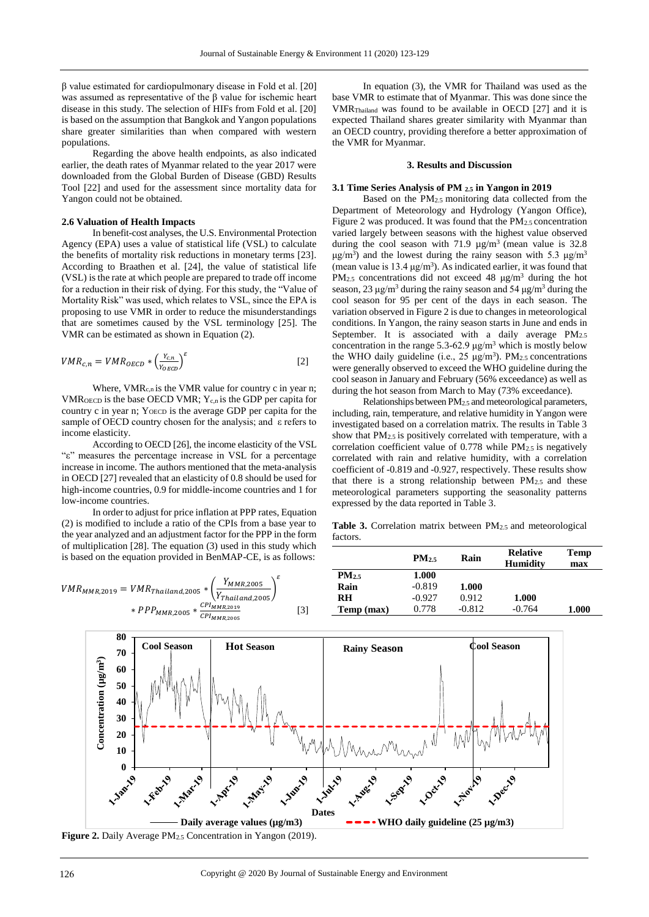β value estimated for cardiopulmonary disease in Fold et al. [20] was assumed as representative of the β value for ischemic heart disease in this study. The selection of HIFs from Fold et al. [20] is based on the assumption that Bangkok and Yangon populations share greater similarities than when compared with western populations.

Regarding the above health endpoints, as also indicated earlier, the death rates of Myanmar related to the year 2017 were downloaded from the Global Burden of Disease (GBD) Results Tool [22] and used for the assessment since mortality data for Yangon could not be obtained.

### 2.6 Valuation of Health Impacts

In benefit-cost analyses, the U.S. Environmental Protection Agency (EPA) uses a value of statistical life (VSL) to calculate the benefits of mortality risk reductions in monetary terms [23]. According to Braathen et al. [24], the value of statistical life (VSL) is the rate at which people are prepared to trade off income for a reduction in their risk of dying. For this study, the "Value of Mortality Risk" was used, which relates to VSL, since the EPA is proposing to use VMR in order to reduce the misunderstandings that are sometimes caused by the VSL terminology [25]. The VMR can be estimated as shown in Equation (2).

$$VMR_{c,n} = VMR_{OECD} * \left(\frac{Y_{c,n}}{Y_{OECD}}\right)^{\varepsilon} \qquad [2]$$

Where, $VMR_{c,n}$ is the VMR value for country c in year n; $VMR_{OECD}$ is the base OECD VMR; $Y_{c,n}$ is the GDP per capita for country c in year n; $Y_{OECD}$ is the average GDP per capita for the sample of OECD country chosen for the analysis; and ε refers to income elasticity.

According to OECD [26], the income elasticity of the VSL "ε" measures the percentage increase in VSL for a percentage increase in income. The authors mentioned that the meta-analysis in OECD [27] revealed that an elasticity of 0.8 should be used for high-income countries, 0.9 for middle-income countries and 1 for low-income countries.

In order to adjust for price inflation at PPP rates, Equation (2) is modified to include a ratio of the CPIs from a base year to the year analyzed and an adjustment factor for the PPP in the form of multiplication [28]. The equation (3) used in this study which is based on the equation provided in BenMAP-CE, is as follows:

$$VMR_{MMR,2019} = VMR_{Thailand,2005} * \left(\frac{Y_{MMR,2005}}{Y_{Thailand,2005}}\right)^{\varepsilon} * PPP_{MMR,2005} * \frac{CPI_{MMR,2019}}{CPI_{MMR,2005}} \qquad [3]$$

In equation (3), the VMR for Thailand was used as the base VMR to estimate that of Myanmar. This was done since the $VMR_{Thailand}$ was found to be available in OECD [27] and it is expected Thailand shares greater similarity with Myanmar than an OECD country, providing therefore a better approximation of the VMR for Myanmar.

## 3. Results and Discussion

### 3.1 Time Series Analysis of $PM_{2.5}$ in Yangon in 2019

Based on the $PM_{2.5}$ monitoring data collected from the Department of Meteorology and Hydrology (Yangon Office), Figure 2 was produced. It was found that the $PM_{2.5}$ concentration varied largely between seasons with the highest value observed during the cool season with 71.9 $\mu g/m^3$ (mean value is 32.8 $\mu g/m^3$) and the lowest during the rainy season with 5.3 $\mu g/m^3$ (mean value is 13.4 $\mu g/m^3$). As indicated earlier, it was found that $PM_{2.5}$ concentrations did not exceed 48 $\mu g/m^3$ during the hot season, 23 $\mu g/m^3$ during the rainy season and 54 $\mu g/m^3$ during the cool season for 95 per cent of the days in each season. The variation observed in Figure 2 is due to changes in meteorological conditions. In Yangon, the rainy season starts in June and ends in September. It is associated with a daily average $PM_{2.5}$ concentration in the range 5.3-62.9 $\mu g/m^3$ which is mostly below the WHO daily guideline (i.e., 25 $\mu g/m^3$). $PM_{2.5}$ concentrations were generally observed to exceed the WHO guideline during the cool season in January and February (56% exceedance) as well as during the hot season from March to May (73% exceedance).

Relationships between $PM_{2.5}$ and meteorological parameters, including, rain, temperature, and relative humidity in Yangon were investigated based on a correlation matrix. The results in Table 3 show that $PM_{2.5}$ is positively correlated with temperature, with a correlation coefficient value of 0.778 while $PM_{2.5}$ is negatively correlated with rain and relative humidity, with a correlation coefficient of -0.819 and -0.927, respectively. These results show that there is a strong relationship between $PM_{2.5}$ and these meteorological parameters supporting the seasonality patterns expressed by the data reported in Table 3.

**Table 3.** Correlation matrix between $PM_{2.5}$ and meteorological factors.

| | $PM_{2.5}$ | Rain | Relative Humidity | Temp max |
|---|---|---|---|---|
| $PM_{2.5}$ | 1.000 | | | |
| Rain | -0.819 | 1.000 | | |
| RH | -0.927 | 0.912 | 1.000 | |
| Temp (max) | 0.778 | -0.812 | -0.764 | 1.000 |

**Figure 2.** Daily Average $PM_{2.5}$ Concentration in Yangon (2019).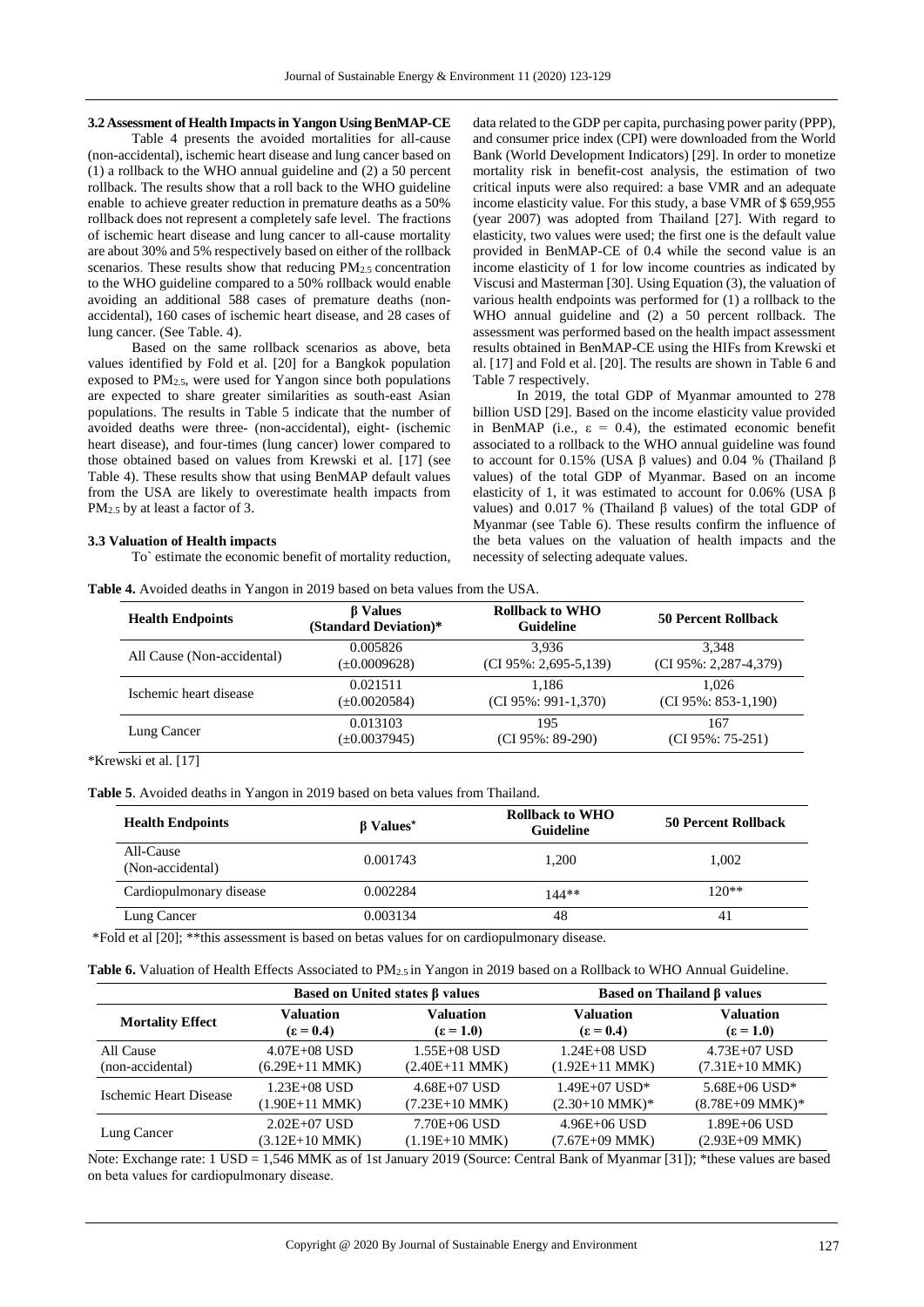### 3.2 Assessment of Health Impacts in Yangon Using BenMAP-CE

Table 4 presents the avoided mortalities for all-cause (non-accidental), ischemic heart disease and lung cancer based on (1) a rollback to the WHO annual guideline and (2) a 50 percent rollback. The results show that a roll back to the WHO guideline enable to achieve greater reduction in premature deaths as a 50% rollback does not represent a completely safe level. The fractions of ischemic heart disease and lung cancer to all-cause mortality are about 30% and 5% respectively based on either of the rollback scenarios. These results show that reducing $PM_{2.5}$ concentration to the WHO guideline compared to a 50% rollback would enable avoiding an additional 588 cases of premature deaths (non-accidental), 160 cases of ischemic heart disease, and 28 cases of lung cancer. (See Table. 4).

Based on the same rollback scenarios as above, beta values identified by Fold et al. [20] for a Bangkok population exposed to $PM_{2.5}$, were used for Yangon since both populations are expected to share greater similarities as south-east Asian populations. The results in Table 5 indicate that the number of avoided deaths were three- (non-accidental), eight- (ischemic heart disease), and four-times (lung cancer) lower compared to those obtained based on values from Krewski et al. [17] (see Table 4). These results show that using BenMAP default values from the USA are likely to overestimate health impacts from $PM_{2.5}$ by at least a factor of 3.

### 3.3 Valuation of Health impacts

To` estimate the economic benefit of mortality reduction, data related to the GDP per capita, purchasing power parity (PPP), and consumer price index (CPI) were downloaded from the World Bank (World Development Indicators) [29]. In order to monetize mortality risk in benefit-cost analysis, the estimation of two critical inputs were also required: a base VMR and an adequate income elasticity value. For this study, a base VMR of $ 659,955 (year 2007) was adopted from Thailand [27]. With regard to elasticity, two values were used; the first one is the default value provided in BenMAP-CE of 0.4 while the second value is an income elasticity of 1 for low income countries as indicated by Viscusi and Masterman [30]. Using Equation (3), the valuation of various health endpoints was performed for (1) a rollback to the WHO annual guideline and (2) a 50 percent rollback. The assessment was performed based on the health impact assessment results obtained in BenMAP-CE using the HIFs from Krewski et al. [17] and Fold et al. [20]. The results are shown in Table 6 and Table 7 respectively.

In 2019, the total GDP of Myanmar amounted to 278 billion USD [29]. Based on the income elasticity value provided in BenMAP (i.e., $\varepsilon = 0.4$), the estimated economic benefit associated to a rollback to the WHO annual guideline was found to account for 0.15% (USA β values) and 0.04 % (Thailand β values) of the total GDP of Myanmar. Based on an income elasticity of 1, it was estimated to account for 0.06% (USA β values) and 0.017 % (Thailand β values) of the total GDP of Myanmar (see Table 6). These results confirm the influence of the beta values on the valuation of health impacts and the necessity of selecting adequate values.

**Table 4.** Avoided deaths in Yangon in 2019 based on beta values from the USA.

| Health Endpoints | β Values (Standard Deviation)* | Rollback to WHO Guideline | 50 Percent Rollback |
|---|---|---|---|
| All Cause (Non-accidental) | 0.005826 (±0.0009628) | 3,936 (CI 95%: 2,695-5,139) | 3,348 (CI 95%: 2,287-4,379) |
| Ischemic heart disease | 0.021511 (±0.0020584) | 1,186 (CI 95%: 991-1,370) | 1,026 (CI 95%: 853-1,190) |
| Lung Cancer | 0.013103 (±0.0037945) | 195 (CI 95%: 89-290) | 167 (CI 95%: 75-251) |

*Krewski et al. [17]

**Table 5**. Avoided deaths in Yangon in 2019 based on beta values from Thailand.

| Health Endpoints | β Values* | Rollback to WHO Guideline | 50 Percent Rollback |
|---|---|---|---|
| All-Cause (Non-accidental) | 0.001743 | 1,200 | 1,002 |
| Cardiopulmonary disease | 0.002284 | 144** | 120** |
| Lung Cancer | 0.003134 | 48 | 41 |

*Fold et al [20]; **this assessment is based on betas values for on cardiopulmonary disease.

**Table 6.** Valuation of Health Effects Associated to $PM_{2.5}$ in Yangon in 2019 based on a Rollback to WHO Annual Guideline.

| | Based on United states β values | | Based on Thailand β values | |
|---|---|---|---|---|
| **Mortality Effect** | **Valuation ($\varepsilon = 0.4$)** | **Valuation ($\varepsilon = 1.0$)** | **Valuation ($\varepsilon = 0.4$)** | **Valuation ($\varepsilon = 1.0$)** |
| All Cause (non-accidental) | 4.07E+08 USD (6.29E+11 MMK) | 1.55E+08 USD (2.40E+11 MMK) | 1.24E+08 USD (1.92E+11 MMK) | 4.73E+07 USD (7.31E+10 MMK) |
| Ischemic Heart Disease | 1.23E+08 USD (1.90E+11 MMK) | 4.68E+07 USD (7.23E+10 MMK) | 1.49E+07 USD* (2.30E+10 MMK)* | 5.68E+06 USD* (8.78E+09 MMK)* |
| Lung Cancer | 2.02E+07 USD (3.12E+10 MMK) | 7.70E+06 USD (1.19E+10 MMK) | 4.96E+06 USD (7.67E+09 MMK) | 1.89E+06 USD (2.93E+09 MMK) |

Note: Exchange rate: 1 USD = 1,546 MMK as of 1st January 2019 (Source: Central Bank of Myanmar [31]); *these values are based on beta values for cardiopulmonary disease.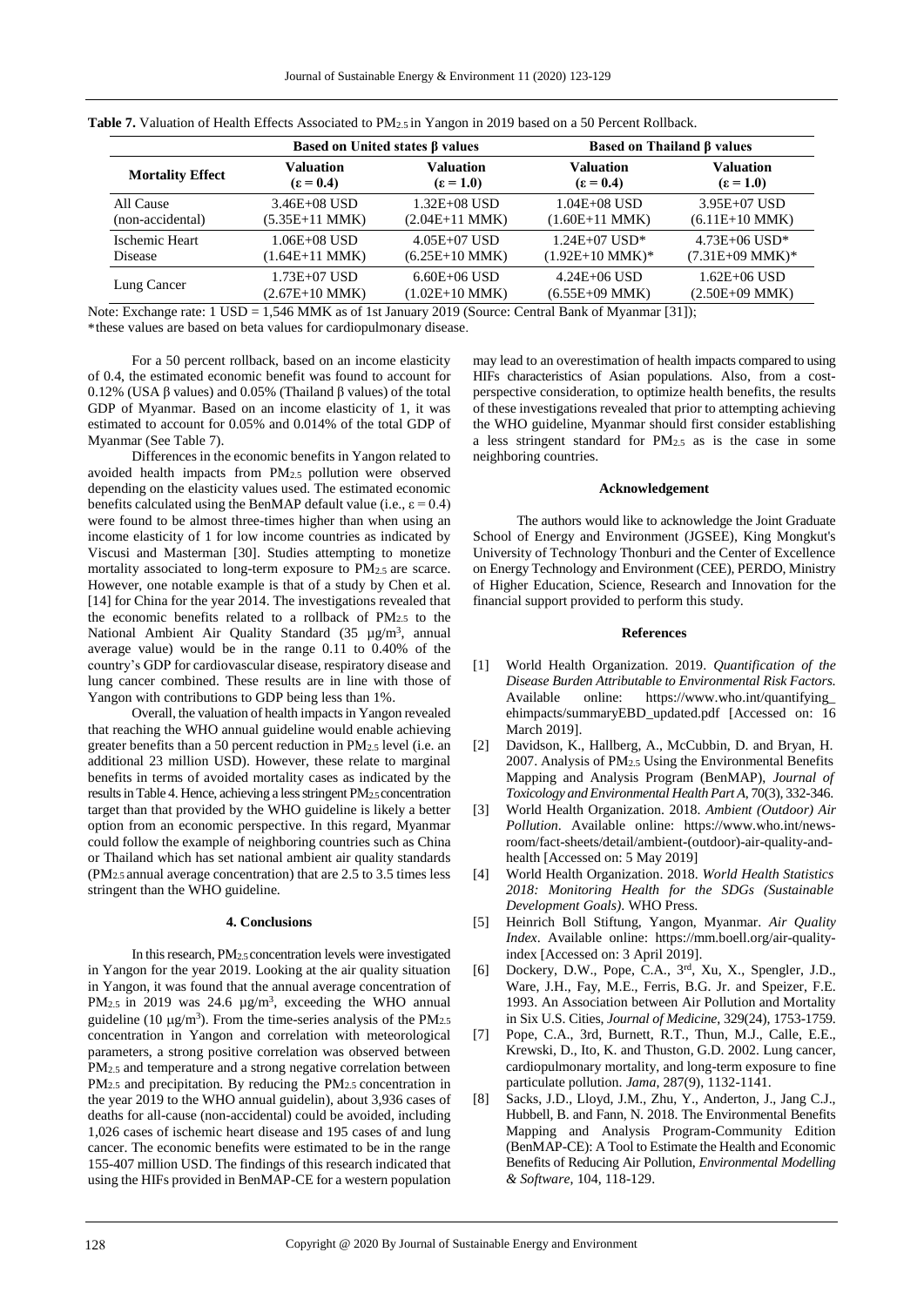**Table 7.** Valuation of Health Effects Associated to $PM_{2.5}$ in Yangon in 2019 based on a 50 Percent Rollback.

| Mortality Effect | Based on United states β values | | Based on Thailand β values | |
|---|---|---|---|---|
| | Valuation ($\varepsilon = 0.4$) | Valuation ($\varepsilon = 1.0$) | Valuation ($\varepsilon = 0.4$) | Valuation ($\varepsilon = 1.0$) |
| All Cause (non-accidental) | 3.46E+08 USD (5.35E+11 MMK) | 1.32E+08 USD (2.04E+11 MMK) | 1.04E+08 USD (1.60E+11 MMK) | 3.95E+07 USD (6.11E+10 MMK) |
| Ischemic Heart Disease | 1.06E+08 USD (1.64E+11 MMK) | 4.05E+07 USD (6.25E+10 MMK) | 1.24E+07 USD* (1.92E+10 MMK)* | 4.73E+06 USD* (7.31E+09 MMK)* |
| Lung Cancer | 1.73E+07 USD (2.67E+10 MMK) | 6.60E+06 USD (1.02E+10 MMK) | 4.24E+06 USD (6.55E+09 MMK) | 1.62E+06 USD (2.50E+09 MMK) |

Note: Exchange rate: 1 USD = 1,546 MMK as of 1st January 2019 (Source: Central Bank of Myanmar [31]);
*these values are based on beta values for cardiopulmonary disease.

For a 50 percent rollback, based on an income elasticity of 0.4, the estimated economic benefit was found to account for 0.12% (USA β values) and 0.05% (Thailand β values) of the total GDP of Myanmar. Based on an income elasticity of 1, it was estimated to account for 0.05% and 0.014% of the total GDP of Myanmar (See Table 7).

Differences in the economic benefits in Yangon related to avoided health impacts from $PM_{2.5}$ pollution were observed depending on the elasticity values used. The estimated economic benefits calculated using the BenMAP default value (i.e., $\varepsilon = 0.4$) were found to be almost three-times higher than when using an income elasticity of 1 for low income countries as indicated by Viscusi and Masterman [30]. Studies attempting to monetize mortality associated to long-term exposure to $PM_{2.5}$ are scarce. However, one notable example is that of a study by Chen et al. [14] for China for the year 2014. The investigations revealed that the economic benefits related to a rollback of $PM_{2.5}$ to the National Ambient Air Quality Standard (35 µg/m$^3$, annual average value) would be in the range 0.11 to 0.40% of the country's GDP for cardiovascular disease, respiratory disease and lung cancer combined. These results are in line with those of Yangon with contributions to GDP being less than 1%.

Overall, the valuation of health impacts in Yangon revealed that reaching the WHO annual guideline would enable achieving greater benefits than a 50 percent reduction in $PM_{2.5}$ level (i.e. an additional 23 million USD). However, these relate to marginal benefits in terms of avoided mortality cases as indicated by the results in Table 4. Hence, achieving a less stringent $PM_{2.5}$ concentration target than that provided by the WHO guideline is likely a better option from an economic perspective. In this regard, Myanmar could follow the example of neighboring countries such as China or Thailand which has set national ambient air quality standards ($PM_{2.5}$ annual average concentration) that are 2.5 to 3.5 times less stringent than the WHO guideline.

## 4. Conclusions

In this research, $PM_{2.5}$ concentration levels were investigated in Yangon for the year 2019. Looking at the air quality situation in Yangon, it was found that the annual average concentration of $PM_{2.5}$ in 2019 was 24.6 µg/m$^3$, exceeding the WHO annual guideline (10 µg/m$^3$). From the time-series analysis of the $PM_{2.5}$ concentration in Yangon and correlation with meteorological parameters, a strong positive correlation was observed between $PM_{2.5}$ and temperature and a strong negative correlation between $PM_{2.5}$ and precipitation. By reducing the $PM_{2.5}$ concentration in the year 2019 to the WHO annual guidelin), about 3,936 cases of deaths for all-cause (non-accidental) could be avoided, including 1,026 cases of ischemic heart disease and 195 cases of and lung cancer. The economic benefits were estimated to be in the range 155-407 million USD. The findings of this research indicated that using the HIFs provided in BenMAP-CE for a western population may lead to an overestimation of health impacts compared to using HIFs characteristics of Asian populations. Also, from a cost-perspective consideration, to optimize health benefits, the results of these investigations revealed that prior to attempting achieving the WHO guideline, Myanmar should first consider establishing a less stringent standard for $PM_{2.5}$ as is the case in some neighboring countries.

## Acknowledgement

The authors would like to acknowledge the Joint Graduate School of Energy and Environment (JGSEE), King Mongkut's University of Technology Thonburi and the Center of Excellence on Energy Technology and Environment (CEE), PERDO, Ministry of Higher Education, Science, Research and Innovation for the financial support provided to perform this study.

## References

[1] World Health Organization. 2019. *Quantification of the Disease Burden Attributable to Environmental Risk Factors*. Available online: https://www.who.int/quantifying_ehimpacts/summaryEBD_updated.pdf [Accessed on: 16 March 2019].

[2] Davidson, K., Hallberg, A., McCubbin, D. and Bryan, H. 2007. Analysis of $PM_{2.5}$ Using the Environmental Benefits Mapping and Analysis Program (BenMAP), *Journal of Toxicology and Environmental Health Part A*, 70(3), 332-346.

[3] World Health Organization. 2018. *Ambient (Outdoor) Air Pollution*. Available online: https://www.who.int/news-room/fact-sheets/detail/ambient-(outdoor)-air-quality-and-health [Accessed on: 5 May 2019]

[4] World Health Organization. 2018. *World Health Statistics 2018: Monitoring Health for the SDGs (Sustainable Development Goals)*. WHO Press.

[5] Heinrich Boll Stiftung, Yangon, Myanmar. *Air Quality Index*. Available online: https://mm.boell.org/air-quality-index [Accessed on: 3 April 2019].

[6] Dockery, D.W., Pope, C.A., 3rd, Xu, X., Spengler, J.D., Ware, J.H., Fay, M.E., Ferris, B.G. Jr. and Speizer, F.E. 1993. An Association between Air Pollution and Mortality in Six U.S. Cities, *Journal of Medicine*, 329(24), 1753-1759.

[7] Pope, C.A., 3rd, Burnett, R.T., Thun, M.J., Calle, E.E., Krewski, D., Ito, K. and Thuston, G.D. 2002. Lung cancer, cardiopulmonary mortality, and long-term exposure to fine particulate pollution. *Jama*, 287(9), 1132-1141.

[8] Sacks, J.D., Lloyd, J.M., Zhu, Y., Anderton, J., Jang C.J., Hubbell, B. and Fann, N. 2018. The Environmental Benefits Mapping and Analysis Program-Community Edition (BenMAP-CE): A Tool to Estimate the Health and Economic Benefits of Reducing Air Pollution, *Environmental Modelling & Software*, 104, 118-129.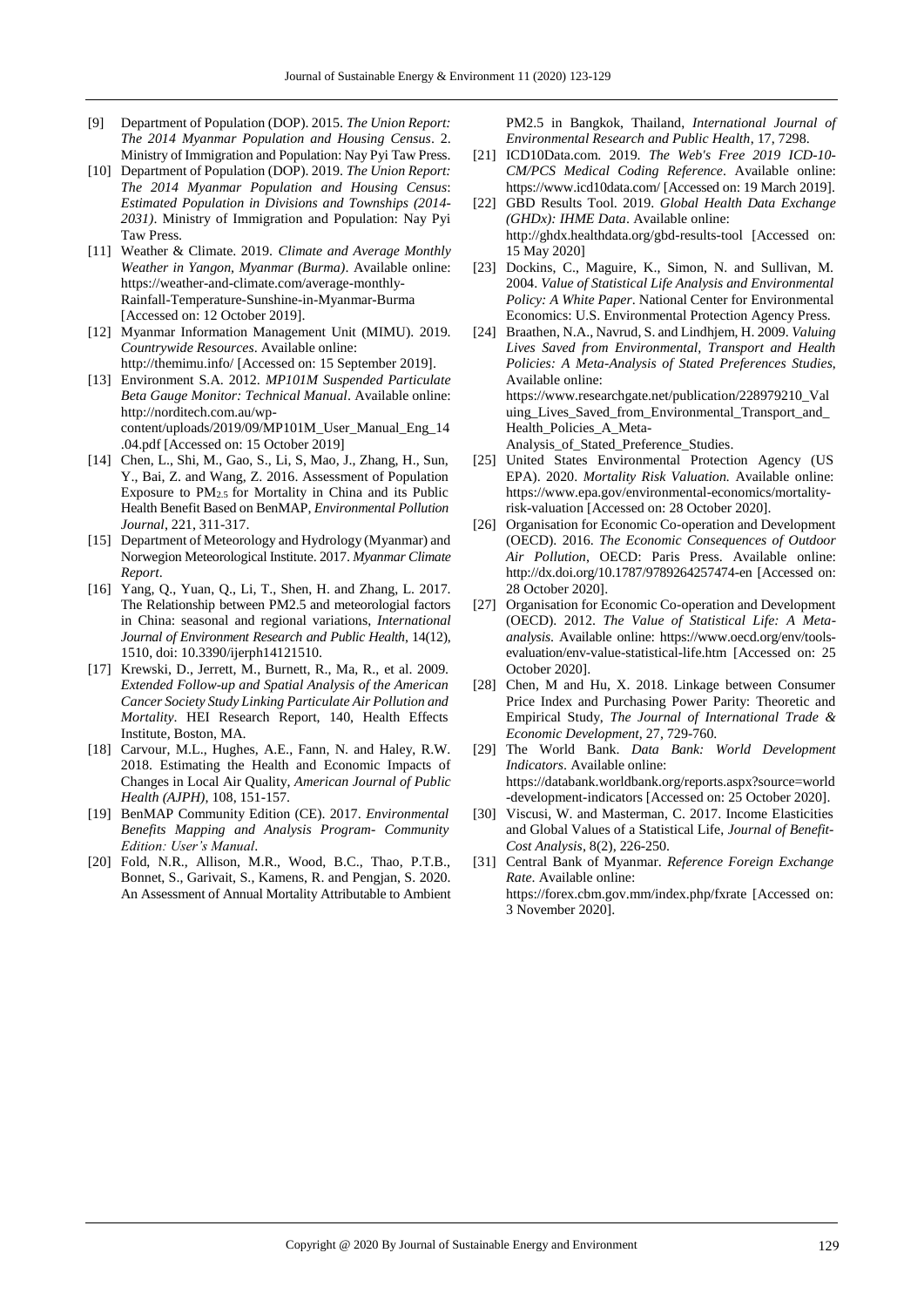[9] Department of Population (DOP). 2015. *The Union Report: The 2014 Myanmar Population and Housing Census*. 2. Ministry of Immigration and Population: Nay Pyi Taw Press.

[10] Department of Population (DOP). 2019. *The Union Report: The 2014 Myanmar Population and Housing Census: Estimated Population in Divisions and Townships (2014-2031)*. Ministry of Immigration and Population: Nay Pyi Taw Press.

[11] Weather & Climate. 2019. *Climate and Average Monthly Weather in Yangon, Myanmar (Burma)*. Available online: https://weather-and-climate.com/average-monthly-Rainfall-Temperature-Sunshine-in-Myanmar-Burma [Accessed on: 12 October 2019].

[12] Myanmar Information Management Unit (MIMU). 2019. *Countrywide Resources*. Available online: http://themimu.info/ [Accessed on: 15 September 2019].

[13] Environment S.A. 2012. *MP101M Suspended Particulate Beta Gauge Monitor: Technical Manual*. Available online: http://norditech.com.au/wp-content/uploads/2019/09/MP101M_User_Manual_Eng_14.04.pdf [Accessed on: 15 October 2019]

[14] Chen, L., Shi, M., Gao, S., Li, S, Mao, J., Zhang, H., Sun, Y., Bai, Z. and Wang, Z. 2016. Assessment of Population Exposure to $PM_{2.5}$ for Mortality in China and its Public Health Benefit Based on BenMAP, *Environmental Pollution Journal*, 221, 311-317.

[15] Department of Meteorology and Hydrology (Myanmar) and Norwegion Meteorological Institute. 2017. *Myanmar Climate Report*.

[16] Yang, Q., Yuan, Q., Li, T., Shen, H. and Zhang, L. 2017. The Relationship between PM2.5 and meteorologial factors in China: seasonal and regional variations, *International Journal of Environment Research and Public Health*, 14(12), 1510, doi: 10.3390/ijerph14121510.

[17] Krewski, D., Jerrett, M., Burnett, R., Ma, R., et al. 2009. *Extended Follow-up and Spatial Analysis of the American Cancer Society Study Linking Particulate Air Pollution and Mortality*. HEI Research Report, 140, Health Effects Institute, Boston, MA.

[18] Carvour, M.L., Hughes, A.E., Fann, N. and Haley, R.W. 2018. Estimating the Health and Economic Impacts of Changes in Local Air Quality, *American Journal of Public Health (AJPH)*, 108, 151-157.

[19] BenMAP Community Edition (CE). 2017. *Environmental Benefits Mapping and Analysis Program- Community Edition: User's Manual*.

[20] Fold, N.R., Allison, M.R., Wood, B.C., Thao, P.T.B., Bonnet, S., Garivait, S., Kamens, R. and Pengjan, S. 2020. An Assessment of Annual Mortality Attributable to Ambient PM2.5 in Bangkok, Thailand, *International Journal of Environmental Research and Public Health*, 17, 7298.

[21] ICD10Data.com. 2019. *The Web's Free 2019 ICD-10-CM/PCS Medical Coding Reference*. Available online: https://www.icd10data.com/ [Accessed on: 19 March 2019].

[22] GBD Results Tool. 2019. *Global Health Data Exchange (GHDx): IHME Data*. Available online: http://ghdx.healthdata.org/gbd-results-tool [Accessed on: 15 May 2020]

[23] Dockins, C., Maguire, K., Simon, N. and Sullivan, M. 2004. *Value of Statistical Life Analysis and Environmental Policy: A White Paper*. National Center for Environmental Economics: U.S. Environmental Protection Agency Press.

[24] Braathen, N.A., Navrud, S. and Lindhjem, H. 2009. *Valuing Lives Saved from Environmental, Transport and Health Policies: A Meta-Analysis of Stated Preferences Studies*, Available online: https://www.researchgate.net/publication/228979210_Valuing_Lives_Saved_from_Environmental_Transport_and_Health_Policies_A_Meta-Analysis_of_Stated_Preference_Studies.

[25] United States Environmental Protection Agency (US EPA). 2020. *Mortality Risk Valuation*. Available online: https://www.epa.gov/environmental-economics/mortality-risk-valuation [Accessed on: 28 October 2020].

[26] Organisation for Economic Co-operation and Development (OECD). 2016. *The Economic Consequences of Outdoor Air Pollution*, OECD: Paris Press. Available online: http://dx.doi.org/10.1787/9789264257474-en [Accessed on: 28 October 2020].

[27] Organisation for Economic Co-operation and Development (OECD). 2012. *The Value of Statistical Life: A Meta-analysis*. Available online: https://www.oecd.org/env/tools-evaluation/env-value-statistical-life.htm [Accessed on: 25 October 2020].

[28] Chen, M and Hu, X. 2018. Linkage between Consumer Price Index and Purchasing Power Parity: Theoretic and Empirical Study, *The Journal of International Trade & Economic Development*, 27, 729-760.

[29] The World Bank. *Data Bank: World Development Indicators*. Available online: https://databank.worldbank.org/reports.aspx?source=world-development-indicators [Accessed on: 25 October 2020].

[30] Viscusi, W. and Masterman, C. 2017. Income Elasticities and Global Values of a Statistical Life, *Journal of Benefit-Cost Analysis*, 8(2), 226-250.

[31] Central Bank of Myanmar. *Reference Foreign Exchange Rate*. Available online: https://forex.cbm.gov.mm/index.php/fxrate [Accessed on: 3 November 2020].